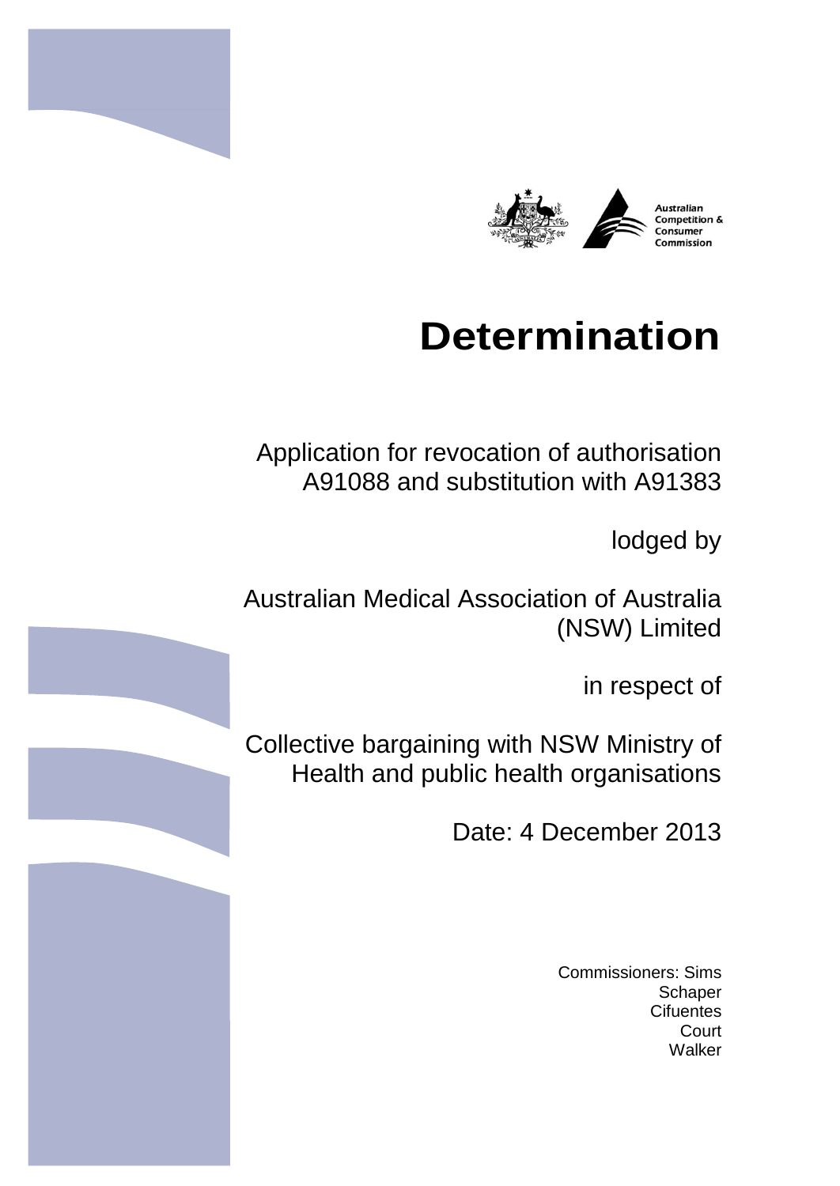Australian Competition & Consumer Commission

# Determination

Application for revocation of authorisation A91088 and substitution with A91383

lodged by

Australian Medical Association of Australia (NSW) Limited

in respect of

Collective bargaining with NSW Ministry of Health and public health organisations

Date: 4 December 2013

Commissioners: Sims
Schaper
Cifuentes
Court
Walker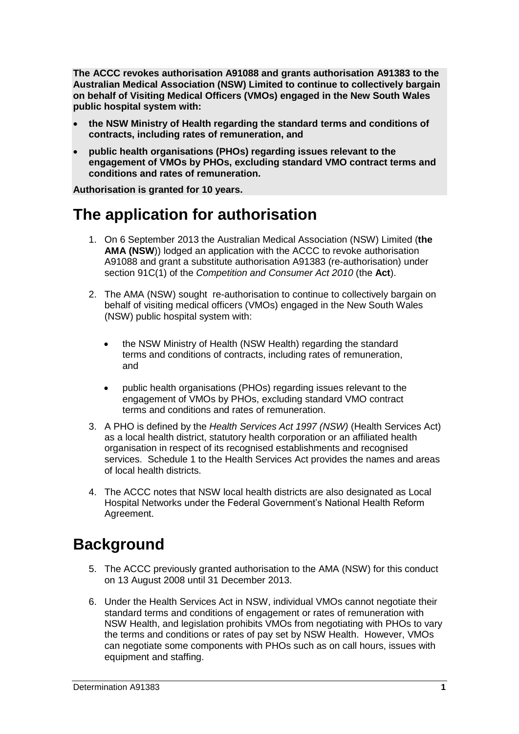**The ACCC revokes authorisation A91088 and grants authorisation A91383 to the Australian Medical Association (NSW) Limited to continue to collectively bargain on behalf of Visiting Medical Officers (VMOs) engaged in the New South Wales public hospital system with:**

- **the NSW Ministry of Health regarding the standard terms and conditions of contracts, including rates of remuneration, and**
- **public health organisations (PHOs) regarding issues relevant to the engagement of VMOs by PHOs, excluding standard VMO contract terms and conditions and rates of remuneration.**

**Authorisation is granted for 10 years.**

# The application for authorisation

1. On 6 September 2013 the Australian Medical Association (NSW) Limited (**the AMA (NSW)**) lodged an application with the ACCC to revoke authorisation A91088 and grant a substitute authorisation A91383 (re-authorisation) under section 91C(1) of the *Competition and Consumer Act 2010* (the **Act**).

2. The AMA (NSW) sought re-authorisation to continue to collectively bargain on behalf of visiting medical officers (VMOs) engaged in the New South Wales (NSW) public hospital system with:

   - the NSW Ministry of Health (NSW Health) regarding the standard terms and conditions of contracts, including rates of remuneration, and
   - public health organisations (PHOs) regarding issues relevant to the engagement of VMOs by PHOs, excluding standard VMO contract terms and conditions and rates of remuneration.

3. A PHO is defined by the *Health Services Act 1997 (NSW)* (Health Services Act) as a local health district, statutory health corporation or an affiliated health organisation in respect of its recognised establishments and recognised services. Schedule 1 to the Health Services Act provides the names and areas of local health districts.

4. The ACCC notes that NSW local health districts are also designated as Local Hospital Networks under the Federal Government's National Health Reform Agreement.

# Background

5. The ACCC previously granted authorisation to the AMA (NSW) for this conduct on 13 August 2008 until 31 December 2013.

6. Under the Health Services Act in NSW, individual VMOs cannot negotiate their standard terms and conditions of engagement or rates of remuneration with NSW Health, and legislation prohibits VMOs from negotiating with PHOs to vary the terms and conditions or rates of pay set by NSW Health. However, VMOs can negotiate some components with PHOs such as on call hours, issues with equipment and staffing.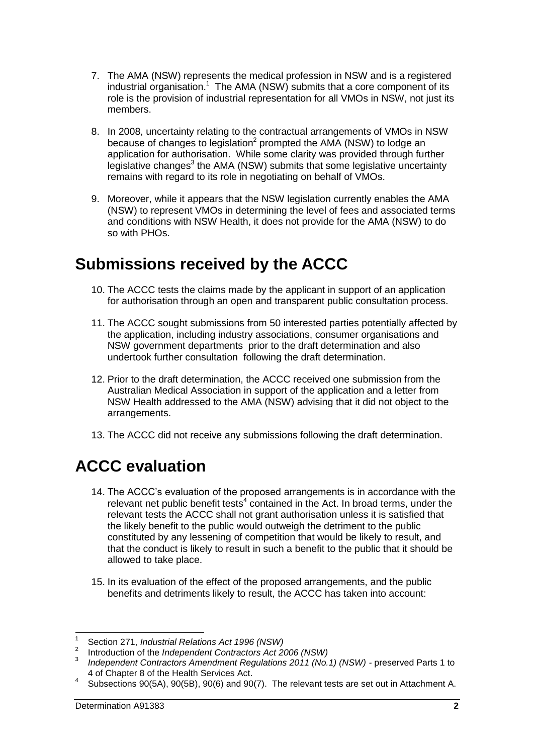7. The AMA (NSW) represents the medical profession in NSW and is a registered industrial organisation.[1] The AMA (NSW) submits that a core component of its role is the provision of industrial representation for all VMOs in NSW, not just its members.

8. In 2008, uncertainty relating to the contractual arrangements of VMOs in NSW because of changes to legislation[2] prompted the AMA (NSW) to lodge an application for authorisation. While some clarity was provided through further legislative changes[3] the AMA (NSW) submits that some legislative uncertainty remains with regard to its role in negotiating on behalf of VMOs.

9. Moreover, while it appears that the NSW legislation currently enables the AMA (NSW) to represent VMOs in determining the level of fees and associated terms and conditions with NSW Health, it does not provide for the AMA (NSW) to do so with PHOs.

# Submissions received by the ACCC

10. The ACCC tests the claims made by the applicant in support of an application for authorisation through an open and transparent public consultation process.

11. The ACCC sought submissions from 50 interested parties potentially affected by the application, including industry associations, consumer organisations and NSW government departments prior to the draft determination and also undertook further consultation following the draft determination.

12. Prior to the draft determination, the ACCC received one submission from the Australian Medical Association in support of the application and a letter from NSW Health addressed to the AMA (NSW) advising that it did not object to the arrangements.

13. The ACCC did not receive any submissions following the draft determination.

# ACCC evaluation

14. The ACCC's evaluation of the proposed arrangements is in accordance with the relevant net public benefit tests[4] contained in the Act. In broad terms, under the relevant tests the ACCC shall not grant authorisation unless it is satisfied that the likely benefit to the public would outweigh the detriment to the public constituted by any lessening of competition that would be likely to result, and that the conduct is likely to result in such a benefit to the public that it should be allowed to take place.

15. In its evaluation of the effect of the proposed arrangements, and the public benefits and detriments likely to result, the ACCC has taken into account:

---

[1] Section 271, *Industrial Relations Act 1996 (NSW)*

[2] Introduction of the *Independent Contractors Act 2006 (NSW)*

[3] *Independent Contractors Amendment Regulations 2011 (No.1) (NSW)* - preserved Parts 1 to 4 of Chapter 8 of the Health Services Act.

[4] Subsections 90(5A), 90(5B), 90(6) and 90(7). The relevant tests are set out in Attachment A.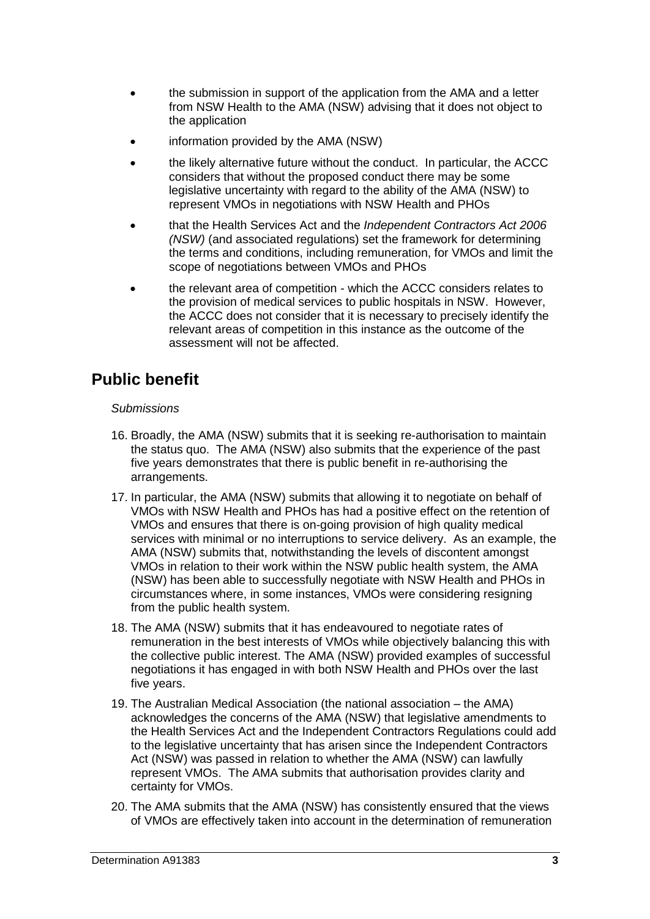- the submission in support of the application from the AMA and a letter from NSW Health to the AMA (NSW) advising that it does not object to the application
- information provided by the AMA (NSW)
- the likely alternative future without the conduct. In particular, the ACCC considers that without the proposed conduct there may be some legislative uncertainty with regard to the ability of the AMA (NSW) to represent VMOs in negotiations with NSW Health and PHOs
- that the Health Services Act and the *Independent Contractors Act 2006 (NSW)* (and associated regulations) set the framework for determining the terms and conditions, including remuneration, for VMOs and limit the scope of negotiations between VMOs and PHOs
- the relevant area of competition - which the ACCC considers relates to the provision of medical services to public hospitals in NSW. However, the ACCC does not consider that it is necessary to precisely identify the relevant areas of competition in this instance as the outcome of the assessment will not be affected.

## Public benefit

*Submissions*

16. Broadly, the AMA (NSW) submits that it is seeking re-authorisation to maintain the status quo. The AMA (NSW) also submits that the experience of the past five years demonstrates that there is public benefit in re-authorising the arrangements.

17. In particular, the AMA (NSW) submits that allowing it to negotiate on behalf of VMOs with NSW Health and PHOs has had a positive effect on the retention of VMOs and ensures that there is on-going provision of high quality medical services with minimal or no interruptions to service delivery. As an example, the AMA (NSW) submits that, notwithstanding the levels of discontent amongst VMOs in relation to their work within the NSW public health system, the AMA (NSW) has been able to successfully negotiate with NSW Health and PHOs in circumstances where, in some instances, VMOs were considering resigning from the public health system.

18. The AMA (NSW) submits that it has endeavoured to negotiate rates of remuneration in the best interests of VMOs while objectively balancing this with the collective public interest. The AMA (NSW) provided examples of successful negotiations it has engaged in with both NSW Health and PHOs over the last five years.

19. The Australian Medical Association (the national association – the AMA) acknowledges the concerns of the AMA (NSW) that legislative amendments to the Health Services Act and the Independent Contractors Regulations could add to the legislative uncertainty that has arisen since the Independent Contractors Act (NSW) was passed in relation to whether the AMA (NSW) can lawfully represent VMOs. The AMA submits that authorisation provides clarity and certainty for VMOs.

20. The AMA submits that the AMA (NSW) has consistently ensured that the views of VMOs are effectively taken into account in the determination of remuneration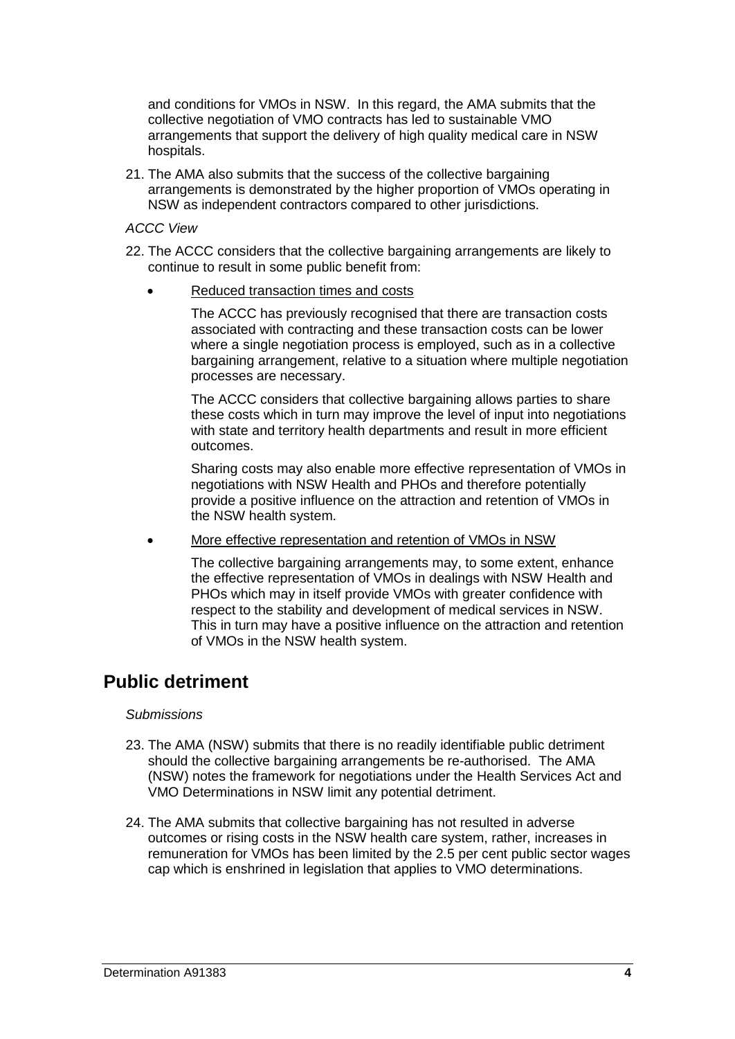and conditions for VMOs in NSW. In this regard, the AMA submits that the collective negotiation of VMO contracts has led to sustainable VMO arrangements that support the delivery of high quality medical care in NSW hospitals.

21. The AMA also submits that the success of the collective bargaining arrangements is demonstrated by the higher proportion of VMOs operating in NSW as independent contractors compared to other jurisdictions.

*ACCC View*

22. The ACCC considers that the collective bargaining arrangements are likely to continue to result in some public benefit from:

- Reduced transaction times and costs

  The ACCC has previously recognised that there are transaction costs associated with contracting and these transaction costs can be lower where a single negotiation process is employed, such as in a collective bargaining arrangement, relative to a situation where multiple negotiation processes are necessary.

  The ACCC considers that collective bargaining allows parties to share these costs which in turn may improve the level of input into negotiations with state and territory health departments and result in more efficient outcomes.

  Sharing costs may also enable more effective representation of VMOs in negotiations with NSW Health and PHOs and therefore potentially provide a positive influence on the attraction and retention of VMOs in the NSW health system.

- More effective representation and retention of VMOs in NSW

  The collective bargaining arrangements may, to some extent, enhance the effective representation of VMOs in dealings with NSW Health and PHOs which may in itself provide VMOs with greater confidence with respect to the stability and development of medical services in NSW. This in turn may have a positive influence on the attraction and retention of VMOs in the NSW health system.

## Public detriment

*Submissions*

23. The AMA (NSW) submits that there is no readily identifiable public detriment should the collective bargaining arrangements be re-authorised. The AMA (NSW) notes the framework for negotiations under the Health Services Act and VMO Determinations in NSW limit any potential detriment.

24. The AMA submits that collective bargaining has not resulted in adverse outcomes or rising costs in the NSW health care system, rather, increases in remuneration for VMOs has been limited by the 2.5 per cent public sector wages cap which is enshrined in legislation that applies to VMO determinations.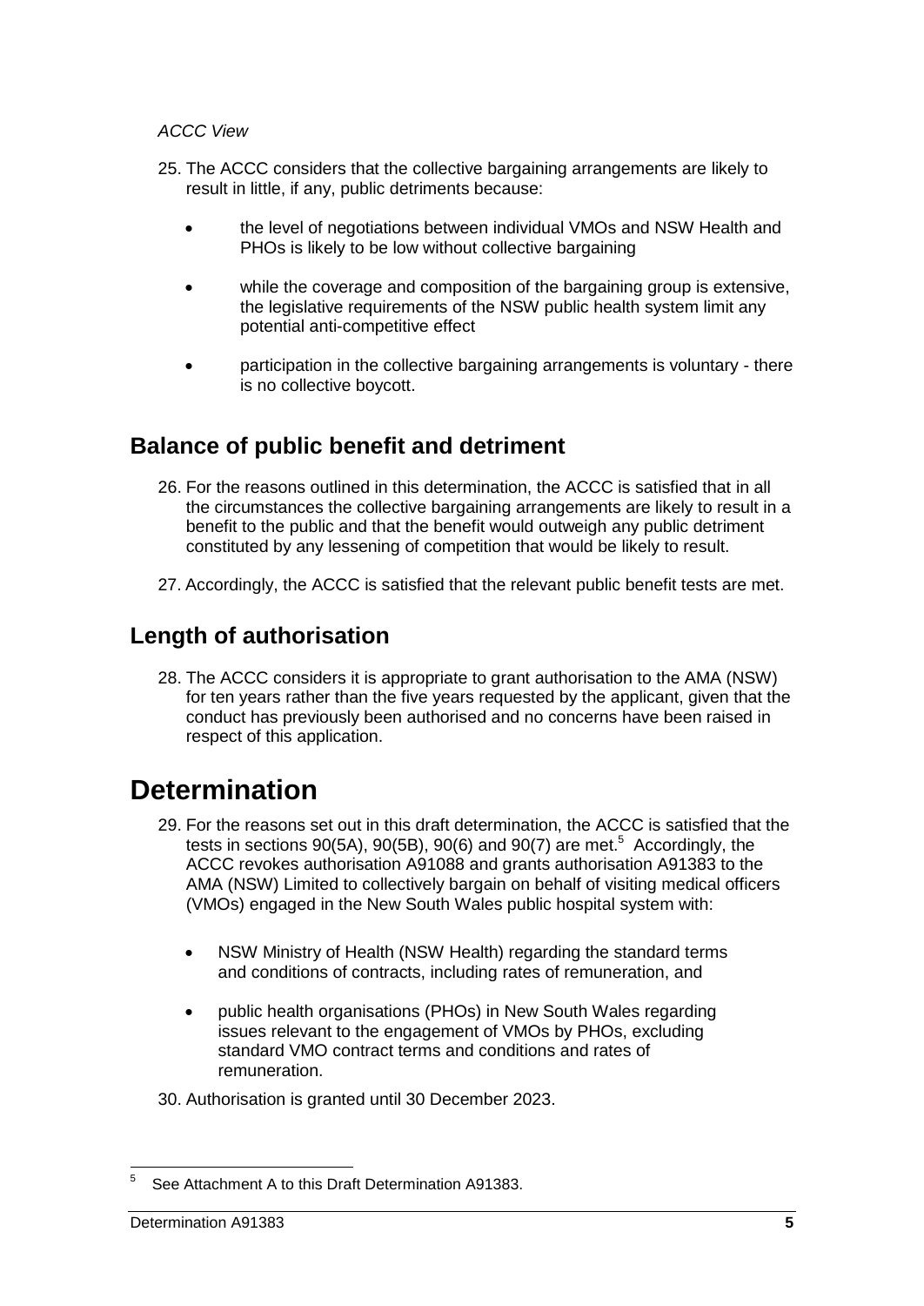*ACCC View*

25. The ACCC considers that the collective bargaining arrangements are likely to result in little, if any, public detriments because:

    - the level of negotiations between individual VMOs and NSW Health and PHOs is likely to be low without collective bargaining
    - while the coverage and composition of the bargaining group is extensive, the legislative requirements of the NSW public health system limit any potential anti-competitive effect
    - participation in the collective bargaining arrangements is voluntary - there is no collective boycott.

## Balance of public benefit and detriment

26. For the reasons outlined in this determination, the ACCC is satisfied that in all the circumstances the collective bargaining arrangements are likely to result in a benefit to the public and that the benefit would outweigh any public detriment constituted by any lessening of competition that would be likely to result.

27. Accordingly, the ACCC is satisfied that the relevant public benefit tests are met.

## Length of authorisation

28. The ACCC considers it is appropriate to grant authorisation to the AMA (NSW) for ten years rather than the five years requested by the applicant, given that the conduct has previously been authorised and no concerns have been raised in respect of this application.

# Determination

29. For the reasons set out in this draft determination, the ACCC is satisfied that the tests in sections 90(5A), 90(5B), 90(6) and 90(7) are met.[5] Accordingly, the ACCC revokes authorisation A91088 and grants authorisation A91383 to the AMA (NSW) Limited to collectively bargain on behalf of visiting medical officers (VMOs) engaged in the New South Wales public hospital system with:

    - NSW Ministry of Health (NSW Health) regarding the standard terms and conditions of contracts, including rates of remuneration, and
    - public health organisations (PHOs) in New South Wales regarding issues relevant to the engagement of VMOs by PHOs, excluding standard VMO contract terms and conditions and rates of remuneration.

30. Authorisation is granted until 30 December 2023.

[5] See Attachment A to this Draft Determination A91383.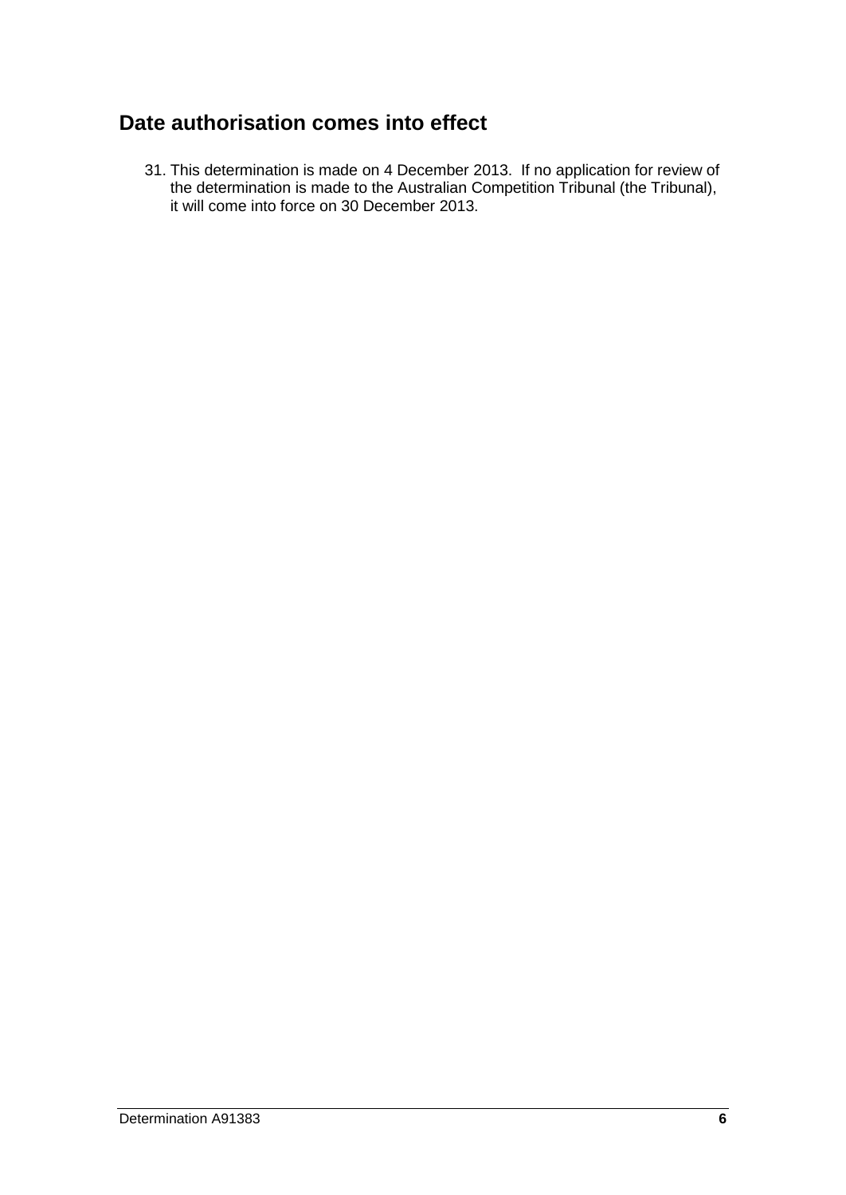## Date authorisation comes into effect

31. This determination is made on 4 December 2013. If no application for review of the determination is made to the Australian Competition Tribunal (the Tribunal), it will come into force on 30 December 2013.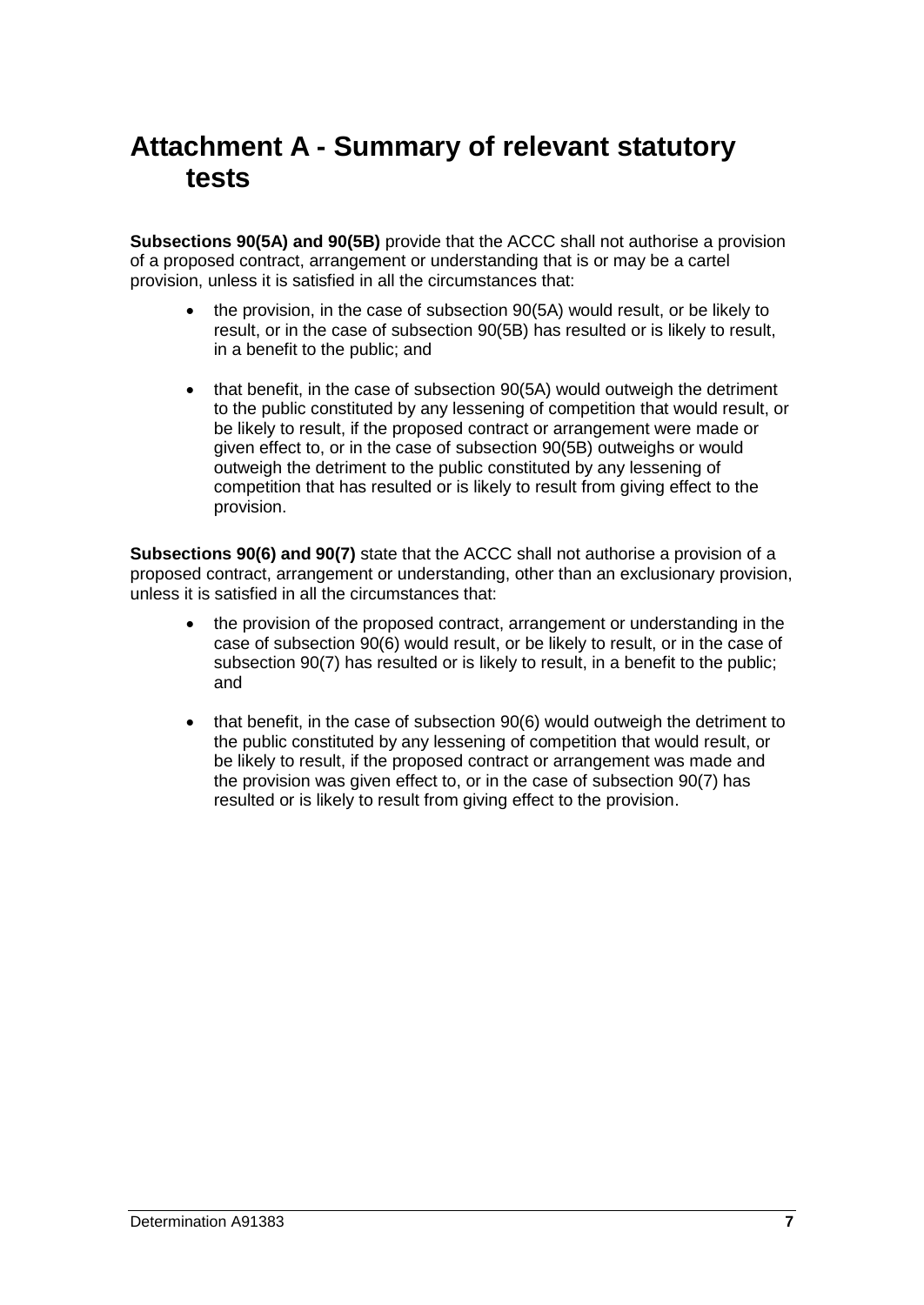# Attachment A - Summary of relevant statutory tests

**Subsections 90(5A) and 90(5B)** provide that the ACCC shall not authorise a provision of a proposed contract, arrangement or understanding that is or may be a cartel provision, unless it is satisfied in all the circumstances that:

- the provision, in the case of subsection 90(5A) would result, or be likely to result, or in the case of subsection 90(5B) has resulted or is likely to result, in a benefit to the public; and
- that benefit, in the case of subsection 90(5A) would outweigh the detriment to the public constituted by any lessening of competition that would result, or be likely to result, if the proposed contract or arrangement were made or given effect to, or in the case of subsection 90(5B) outweighs or would outweigh the detriment to the public constituted by any lessening of competition that has resulted or is likely to result from giving effect to the provision.

**Subsections 90(6) and 90(7)** state that the ACCC shall not authorise a provision of a proposed contract, arrangement or understanding, other than an exclusionary provision, unless it is satisfied in all the circumstances that:

- the provision of the proposed contract, arrangement or understanding in the case of subsection 90(6) would result, or be likely to result, or in the case of subsection 90(7) has resulted or is likely to result, in a benefit to the public; and
- that benefit, in the case of subsection 90(6) would outweigh the detriment to the public constituted by any lessening of competition that would result, or be likely to result, if the proposed contract or arrangement was made and the provision was given effect to, or in the case of subsection 90(7) has resulted or is likely to result from giving effect to the provision.